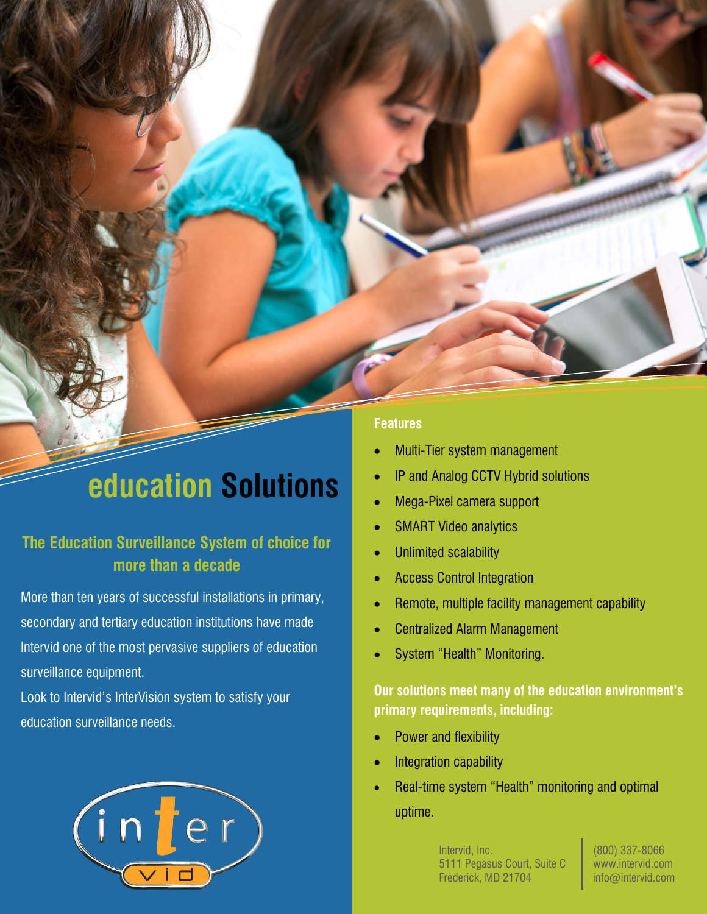# education Solutions

## The Education Surveillance System of choice for more than a decade

More than ten years of successful installations in primary, secondary and tertiary education institutions have made Intervid one of the most pervasive suppliers of education surveillance equipment.

Look to Intervid's InterVision system to satisfy your education surveillance needs.

### Features

- Multi-Tier system management
- IP and Analog CCTV Hybrid solutions
- Mega-Pixel camera support
- SMART Video analytics
- Unlimited scalability
- Access Control Integration
- Remote, multiple facility management capability
- Centralized Alarm Management
- System "Health" Monitoring.

**Our solutions meet many of the education environment's primary requirements, including:**

- Power and flexibility
- Integration capability
- Real-time system "Health" monitoring and optimal uptime.

Intervid, Inc.
5111 Pegasus Court, Suite C
Frederick, MD 21704

(800) 337-8066
www.intervid.com
info@intervid.com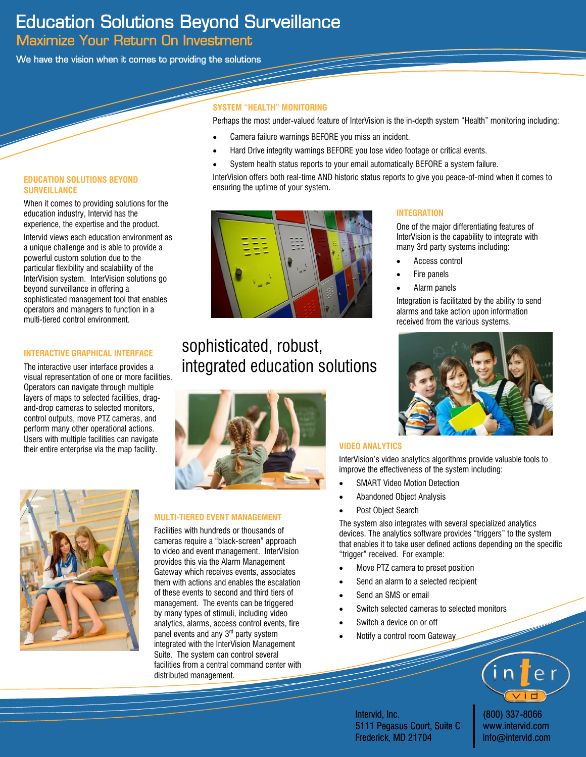# Education Solutions Beyond Surveillance

## Maximize Your Return On Investment

We have the vision when it comes to providing the solutions

### EDUCATION SOLUTIONS BEYOND SURVEILLANCE

When it comes to providing solutions for the education industry, Intervid has the experience, the expertise and the product.

Intervid views each education environment as a unique challenge and is able to provide a powerful custom solution due to the particular flexibility and scalability of the InterVision system. InterVision solutions go beyond surveillance in offering a sophisticated management tool that enables operators and managers to function in a multi-tiered control environment.

### INTERACTIVE GRAPHICAL INTERFACE

The interactive user interface provides a visual representation of one or more facilities. Operators can navigate through multiple layers of maps to selected facilities, drag-and-drop cameras to selected monitors, control outputs, move PTZ cameras, and perform many other operational actions. Users with multiple facilities can navigate their entire enterprise via the map facility.

### SYSTEM "HEALTH" MONITORING

Perhaps the most under-valued feature of InterVision is the in-depth system "Health" monitoring including:

- Camera failure warnings BEFORE you miss an incident.
- Hard Drive integrity warnings BEFORE you lose video footage or critical events.
- System health status reports to your email automatically BEFORE a system failure.

InterVision offers both real-time AND historic status reports to give you peace-of-mind when it comes to ensuring the uptime of your system.

### INTEGRATION

One of the major differentiating features of InterVision is the capability to integrate with many 3rd party systems including:

- Access control
- Fire panels
- Alarm panels

Integration is facilitated by the ability to send alarms and take action upon information received from the various systems.

## sophisticated, robust, integrated education solutions

### MULTI-TIERED EVENT MANAGEMENT

Facilities with hundreds or thousands of cameras require a "black-screen" approach to video and event management. InterVision provides this via the Alarm Management Gateway which receives events, associates them with actions and enables the escalation of these events to second and third tiers of management. The events can be triggered by many types of stimuli, including video analytics, alarms, access control events, fire panel events and any 3rd party system integrated with the InterVision Management Suite. The system can control several facilities from a central command center with distributed management.

### VIDEO ANALYTICS

InterVision's video analytics algorithms provide valuable tools to improve the effectiveness of the system including:

- SMART Video Motion Detection
- Abandoned Object Analysis
- Post Object Search

The system also integrates with several specialized analytics devices. The analytics software provides "triggers" to the system that enables it to take user defined actions depending on the specific "trigger" received. For example:

- Move PTZ camera to preset position
- Send an alarm to a selected recipient
- Send an SMS or email
- Switch selected cameras to selected monitors
- Switch a device on or off
- Notify a control room Gateway

inter vid

Intervid, Inc.
5111 Pegasus Court, Suite C
Frederick, MD 21704

(800) 337-8066
www.intervid.com
info@intervid.com